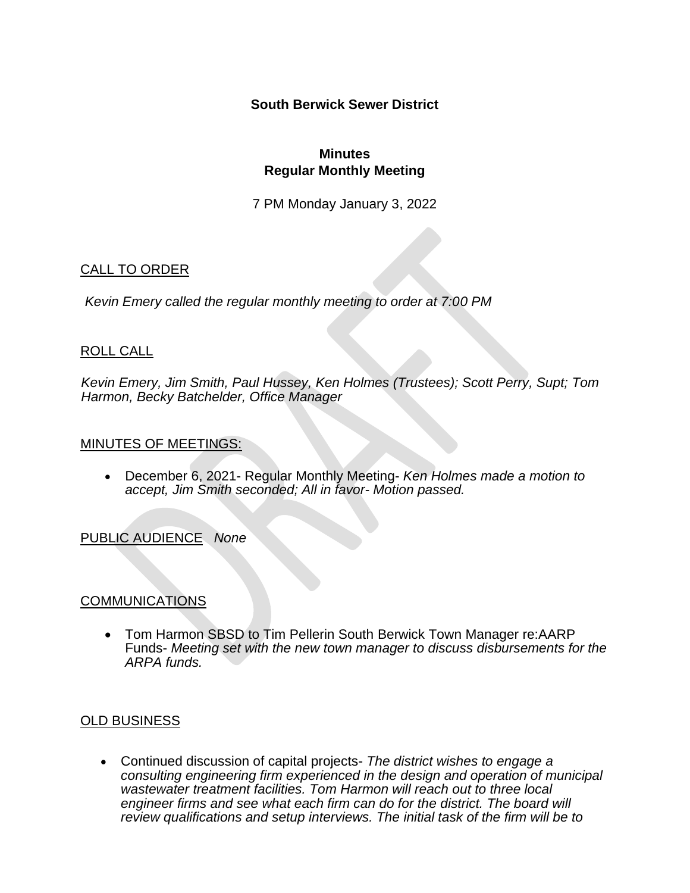**South Berwick Sewer District**

**Minutes**
**Regular Monthly Meeting**

7 PM Monday January 3, 2022

CALL TO ORDER

*Kevin Emery called the regular monthly meeting to order at 7:00 PM*

ROLL CALL

*Kevin Emery, Jim Smith, Paul Hussey, Ken Holmes (Trustees); Scott Perry, Supt; Tom Harmon, Becky Batchelder, Office Manager*

MINUTES OF MEETINGS:

- December 6, 2021- Regular Monthly Meeting- *Ken Holmes made a motion to accept, Jim Smith seconded; All in favor- Motion passed.*

PUBLIC AUDIENCE *None*

COMMUNICATIONS

- Tom Harmon SBSD to Tim Pellerin South Berwick Town Manager re:AARP Funds- *Meeting set with the new town manager to discuss disbursements for the ARPA funds.*

OLD BUSINESS

- Continued discussion of capital projects- *The district wishes to engage a consulting engineering firm experienced in the design and operation of municipal wastewater treatment facilities. Tom Harmon will reach out to three local engineer firms and see what each firm can do for the district. The board will review qualifications and setup interviews. The initial task of the firm will be to*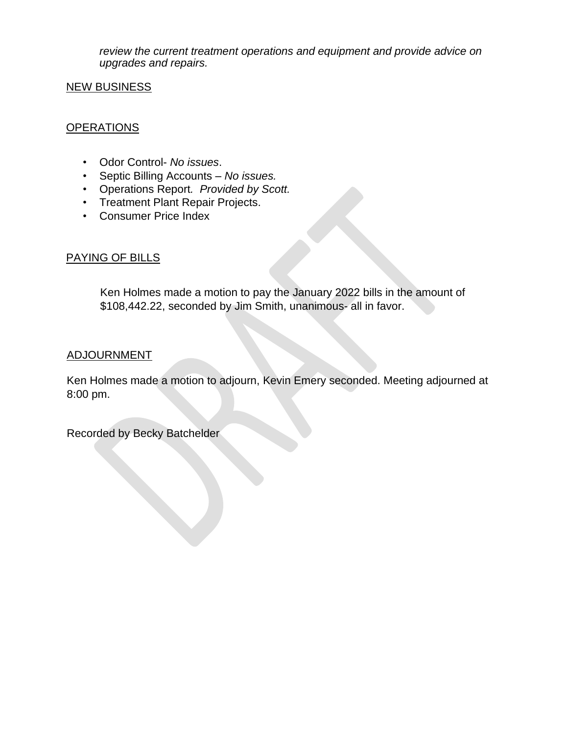*review the current treatment operations and equipment and provide advice on upgrades and repairs.*

NEW BUSINESS

OPERATIONS

- Odor Control- *No issues*.
- Septic Billing Accounts – *No issues.*
- Operations Report*. Provided by Scott.*
- Treatment Plant Repair Projects.
- Consumer Price Index

PAYING OF BILLS

Ken Holmes made a motion to pay the January 2022 bills in the amount of $108,442.22, seconded by Jim Smith, unanimous- all in favor.

ADJOURNMENT

Ken Holmes made a motion to adjourn, Kevin Emery seconded. Meeting adjourned at 8:00 pm.

Recorded by Becky Batchelder